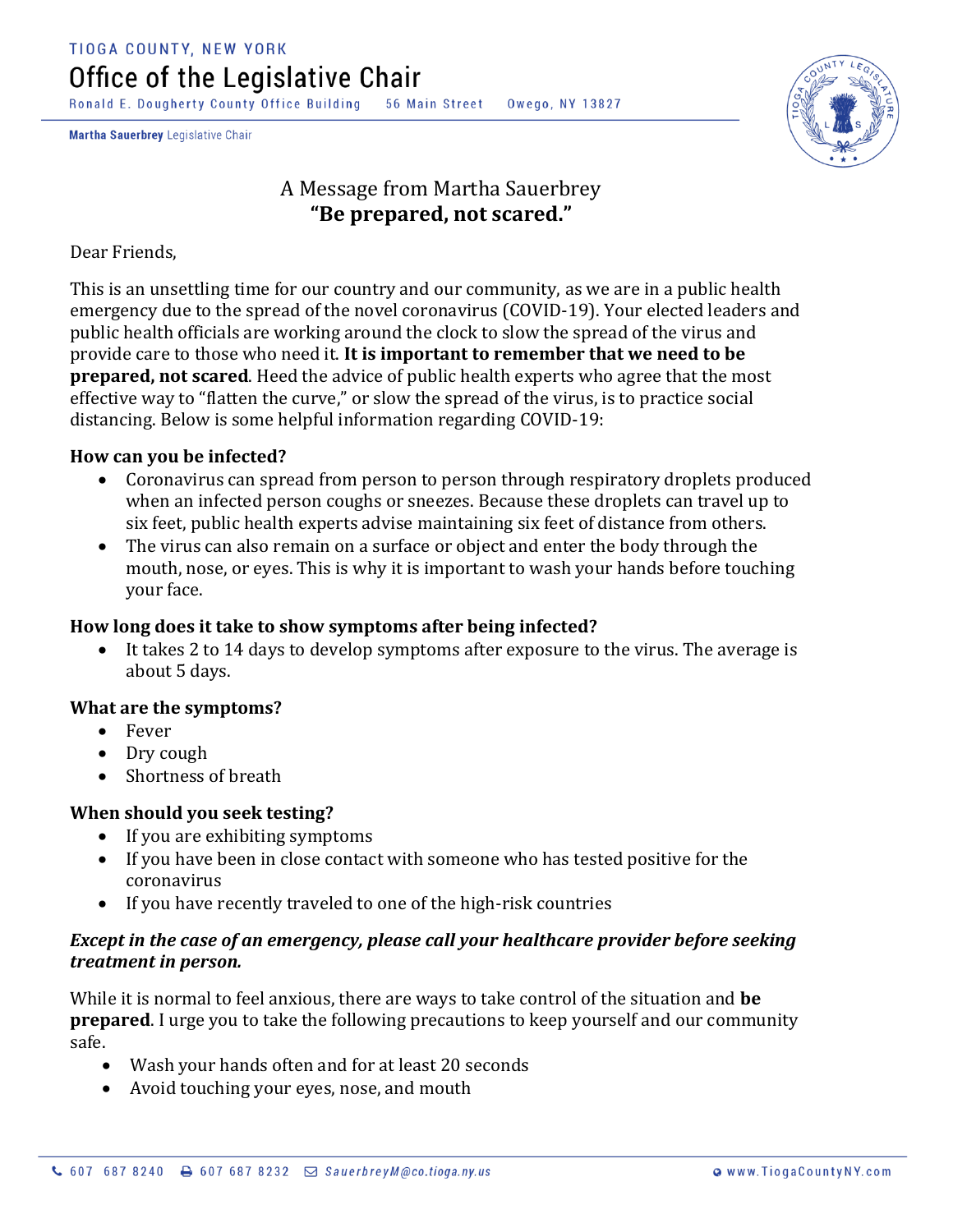TIOGA COUNTY, NEW YORK

# Office of the Legislative Chair

Ronald E. Dougherty County Office Building 56 Main Street Owego, NY 13827

**Martha Sauerbrey** Legislative Chair

## A Message from Martha Sauerbrey
## "Be prepared, not scared."

Dear Friends,

This is an unsettling time for our country and our community, as we are in a public health emergency due to the spread of the novel coronavirus (COVID-19). Your elected leaders and public health officials are working around the clock to slow the spread of the virus and provide care to those who need it. **It is important to remember that we need to be prepared, not scared**. Heed the advice of public health experts who agree that the most effective way to "flatten the curve," or slow the spread of the virus, is to practice social distancing. Below is some helpful information regarding COVID-19:

**How can you be infected?**

- Coronavirus can spread from person to person through respiratory droplets produced when an infected person coughs or sneezes. Because these droplets can travel up to six feet, public health experts advise maintaining six feet of distance from others.
- The virus can also remain on a surface or object and enter the body through the mouth, nose, or eyes. This is why it is important to wash your hands before touching your face.

**How long does it take to show symptoms after being infected?**

- It takes 2 to 14 days to develop symptoms after exposure to the virus. The average is about 5 days.

**What are the symptoms?**

- Fever
- Dry cough
- Shortness of breath

**When should you seek testing?**

- If you are exhibiting symptoms
- If you have been in close contact with someone who has tested positive for the coronavirus
- If you have recently traveled to one of the high-risk countries

***Except in the case of an emergency, please call your healthcare provider before seeking treatment in person.***

While it is normal to feel anxious, there are ways to take control of the situation and **be prepared**. I urge you to take the following precautions to keep yourself and our community safe.

- Wash your hands often and for at least 20 seconds
- Avoid touching your eyes, nose, and mouth

607 687 8240 607 687 8232 SauerbreyM@co.tioga.ny.us www.TiogaCountyNY.com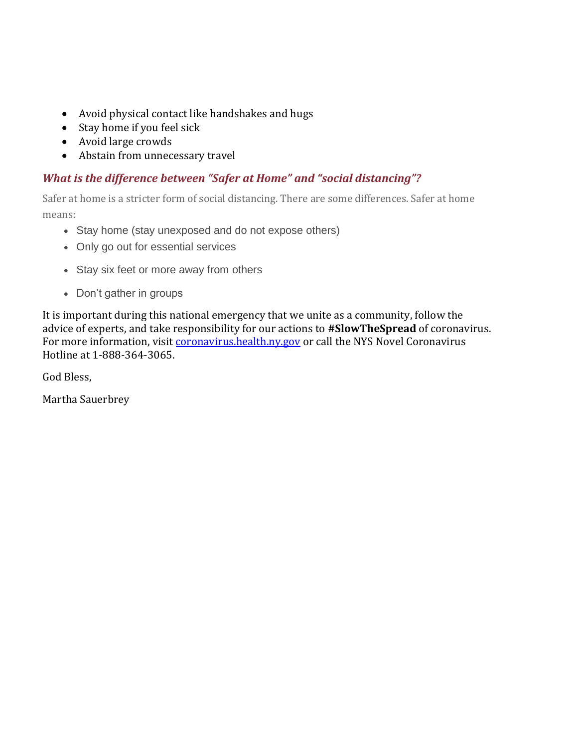- Avoid physical contact like handshakes and hugs
- Stay home if you feel sick
- Avoid large crowds
- Abstain from unnecessary travel

### *What is the difference between "Safer at Home" and "social distancing"?*

Safer at home is a stricter form of social distancing. There are some differences. Safer at home means:

- Stay home (stay unexposed and do not expose others)
- Only go out for essential services
- Stay six feet or more away from others
- Don't gather in groups

It is important during this national emergency that we unite as a community, follow the advice of experts, and take responsibility for our actions to **#SlowTheSpread** of coronavirus. For more information, visit [coronavirus.health.ny.gov](coronavirus.health.ny.gov) or call the NYS Novel Coronavirus Hotline at 1-888-364-3065.

God Bless,

Martha Sauerbrey